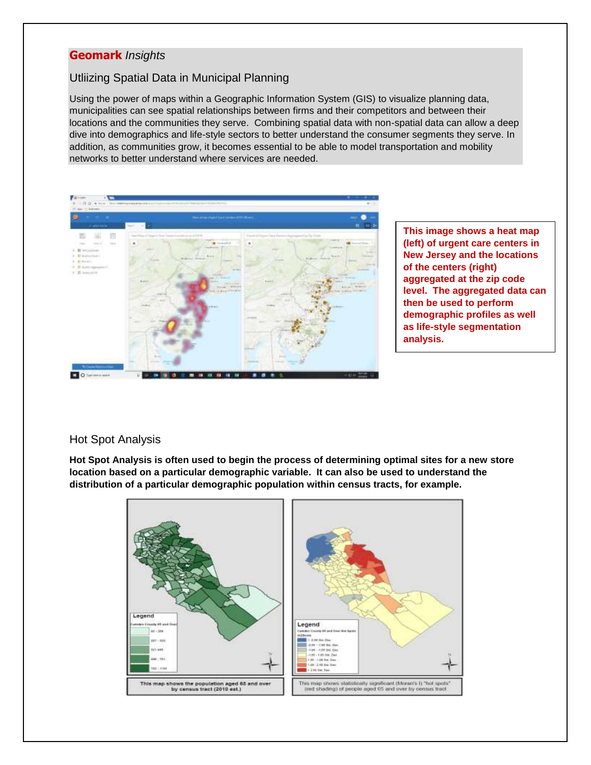**Geomark** *Insights*

## Utliizing Spatial Data in Municipal Planning

Using the power of maps within a Geographic Information System (GIS) to visualize planning data, municipalities can see spatial relationships between firms and their competitors and between their locations and the communities they serve. Combining spatial data with non-spatial data can allow a deep dive into demographics and life-style sectors to better understand the consumer segments they serve. In addition, as communities grow, it becomes essential to be able to model transportation and mobility networks to better understand where services are needed.

**This image shows a heat map (left) of urgent care centers in New Jersey and the locations of the centers (right) aggregated at the zip code level. The aggregated data can then be used to perform demographic profiles as well as life-style segmentation analysis.**

## Hot Spot Analysis

**Hot Spot Analysis is often used to begin the process of determining optimal sites for a new store location based on a particular demographic variable. It can also be used to understand the distribution of a particular demographic population within census tracts, for example.**

This map shows the population aged 65 and over by census tract (2010 est.)

This map shows statistically significant (Moran's I) "hot spots" (red shading) of people aged 65 and over by census tract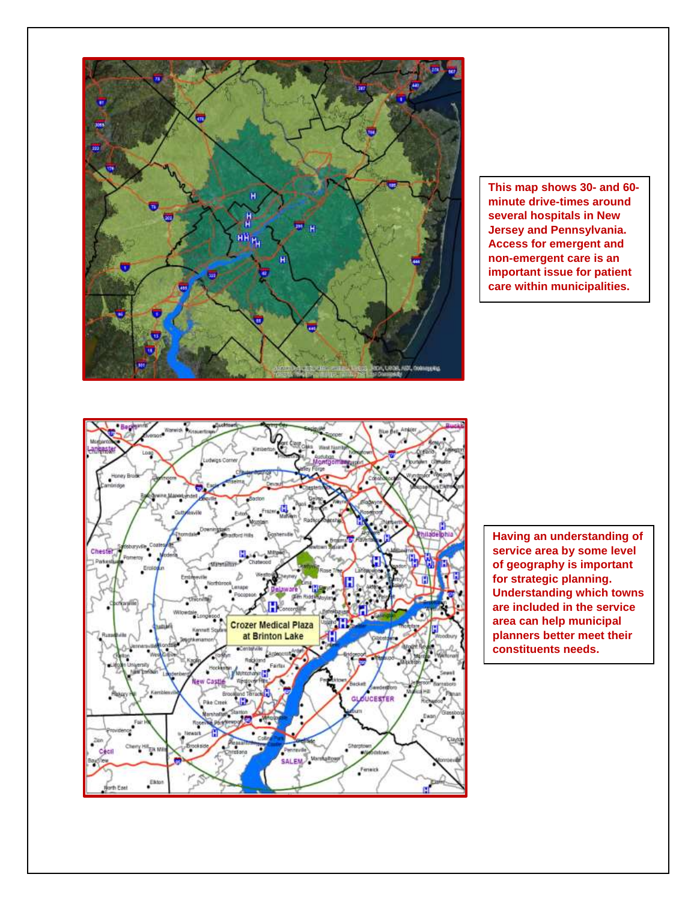This map shows 30- and 60-minute drive-times around several hospitals in New Jersey and Pennsylvania. Access for emergent and non-emergent care is an important issue for patient care within municipalities.

Having an understanding of service area by some level of geography is important for strategic planning. Understanding which towns are included in the service area can help municipal planners better meet their constituents needs.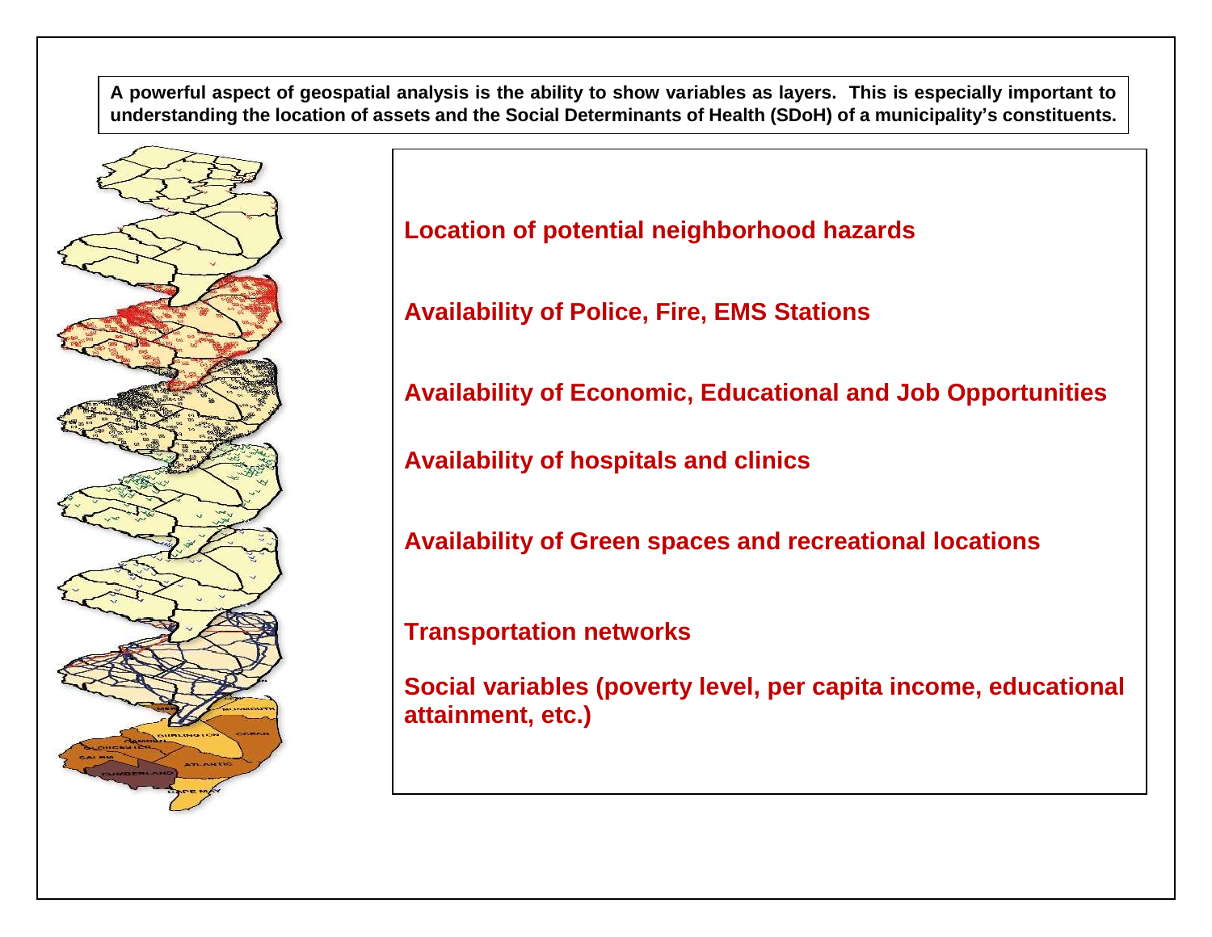**A powerful aspect of geospatial analysis is the ability to show variables as layers. This is especially important to understanding the location of assets and the Social Determinants of Health (SDoH) of a municipality's constituents.**

**Location of potential neighborhood hazards**

**Availability of Police, Fire, EMS Stations**

**Availability of Economic, Educational and Job Opportunities**

**Availability of hospitals and clinics**

**Availability of Green spaces and recreational locations**

**Transportation networks**

**Social variables (poverty level, per capita income, educational attainment, etc.)**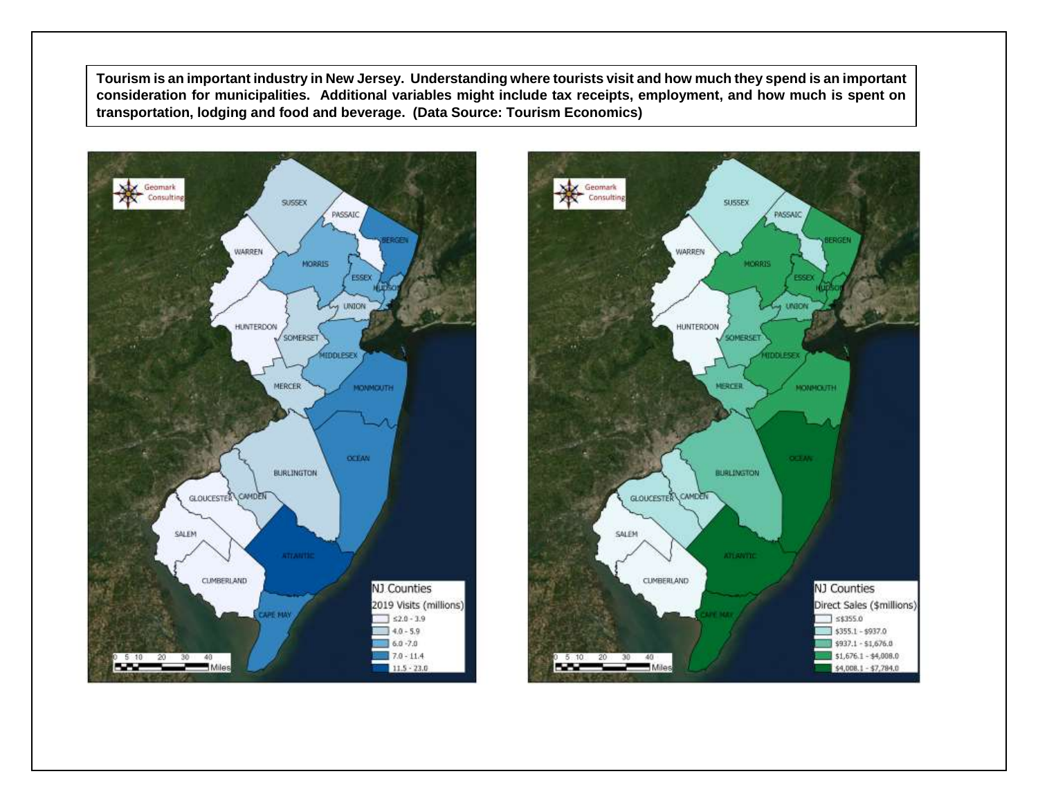**Tourism is an important industry in New Jersey. Understanding where tourists visit and how much they spend is an important consideration for municipalities. Additional variables might include tax receipts, employment, and how much is spent on transportation, lodging and food and beverage. (Data Source: Tourism Economics)**

NJ Counties

2019 Visits (millions)

- ≤2.0 - 3.9
- 4.0 - 5.9
- 6.0 - 7.0
- 7.0 - 11.4
- 11.5 - 23.0

NJ Counties

Direct Sales ($millions)

- ≤$355.0
- $355.1 - $937.0
- $937.1 - $1,676.0
- $1,676.1 - $4,008.0
- $4,008.1 - $7,784.0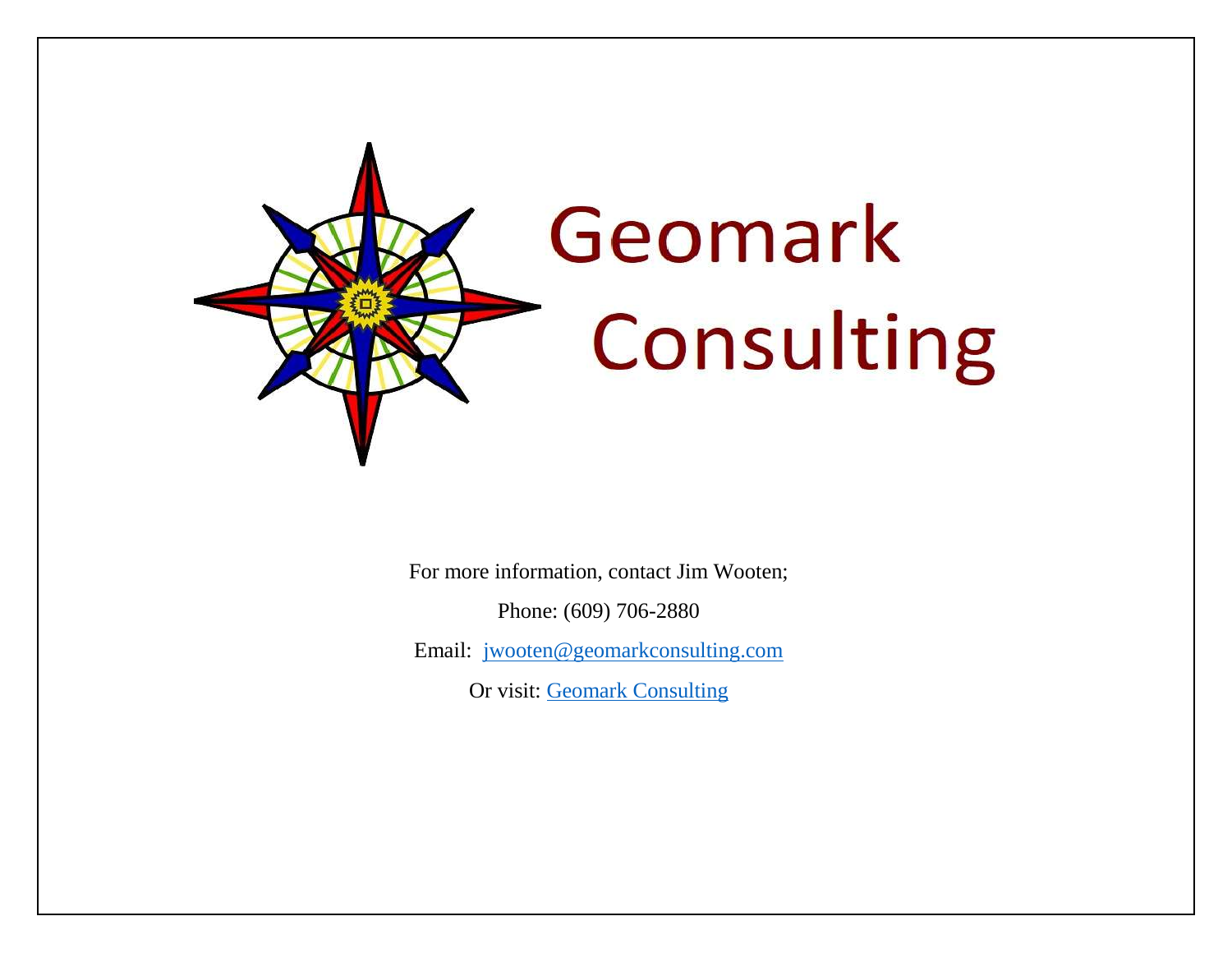# Geomark Consulting

For more information, contact Jim Wooten;

Phone: (609) 706-2880

Email: [jwooten@geomarkconsulting.com](mailto:jwooten@geomarkconsulting.com)

Or visit: Geomark Consulting